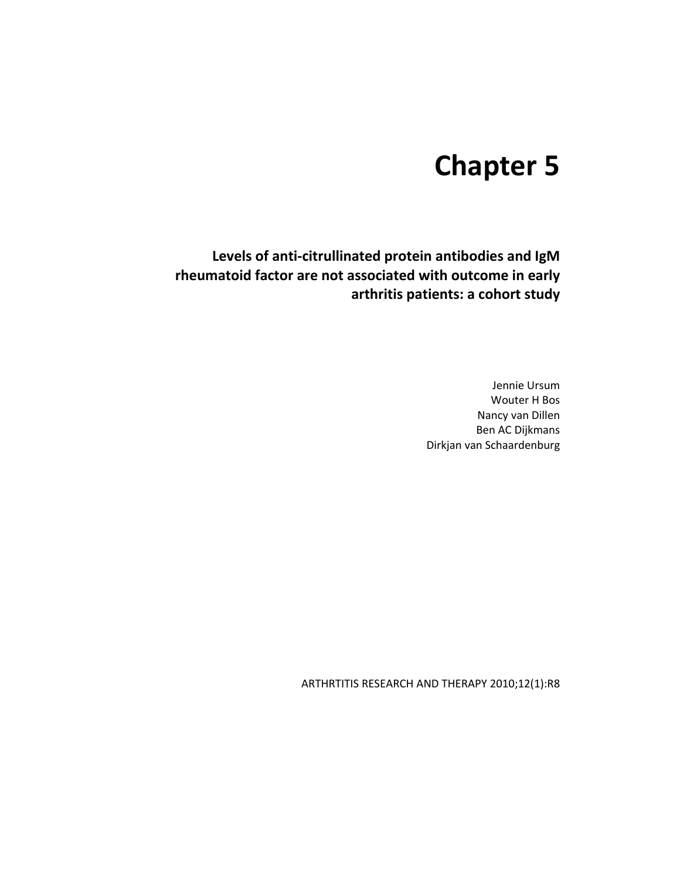# Chapter 5

## Levels of anti-citrullinated protein antibodies and IgM rheumatoid factor are not associated with outcome in early arthritis patients: a cohort study

Jennie Ursum
Wouter H Bos
Nancy van Dillen
Ben AC Dijkmans
Dirkjan van Schaardenburg

ARTHRTITIS RESEARCH AND THERAPY 2010;12(1):R8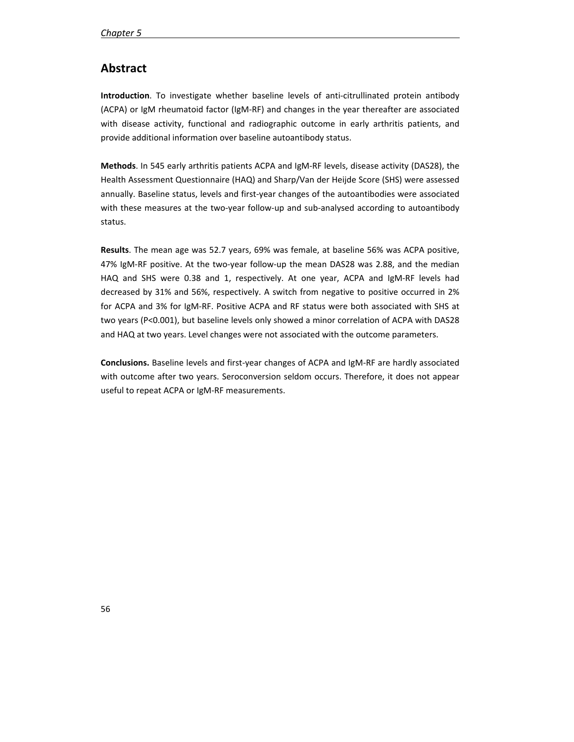## Abstract

**Introduction**. To investigate whether baseline levels of anti-citrullinated protein antibody (ACPA) or IgM rheumatoid factor (IgM-RF) and changes in the year thereafter are associated with disease activity, functional and radiographic outcome in early arthritis patients, and provide additional information over baseline autoantibody status.

**Methods**. In 545 early arthritis patients ACPA and IgM-RF levels, disease activity (DAS28), the Health Assessment Questionnaire (HAQ) and Sharp/Van der Heijde Score (SHS) were assessed annually. Baseline status, levels and first-year changes of the autoantibodies were associated with these measures at the two-year follow-up and sub-analysed according to autoantibody status.

**Results**. The mean age was 52.7 years, 69% was female, at baseline 56% was ACPA positive, 47% IgM-RF positive. At the two-year follow-up the mean DAS28 was 2.88, and the median HAQ and SHS were 0.38 and 1, respectively. At one year, ACPA and IgM-RF levels had decreased by 31% and 56%, respectively. A switch from negative to positive occurred in 2% for ACPA and 3% for IgM-RF. Positive ACPA and RF status were both associated with SHS at two years ($P<0.001$), but baseline levels only showed a minor correlation of ACPA with DAS28 and HAQ at two years. Level changes were not associated with the outcome parameters.

**Conclusions.** Baseline levels and first-year changes of ACPA and IgM-RF are hardly associated with outcome after two years. Seroconversion seldom occurs. Therefore, it does not appear useful to repeat ACPA or IgM-RF measurements.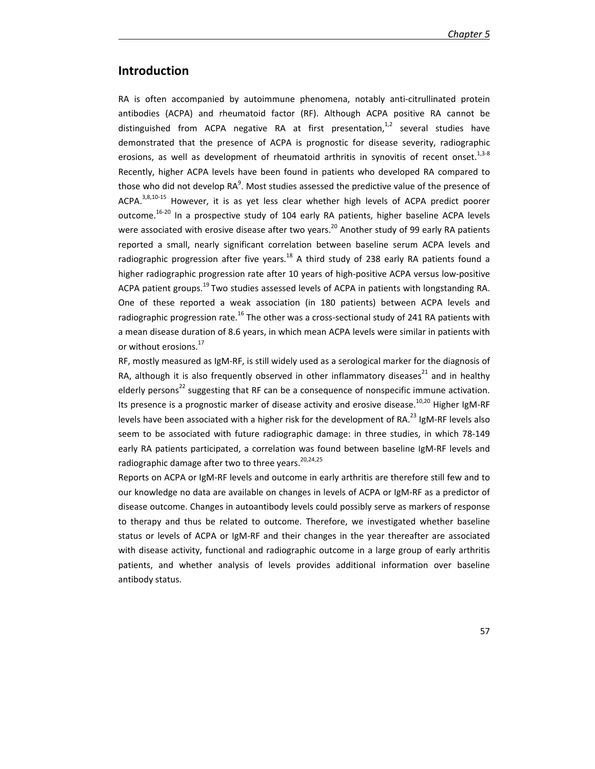## Introduction

RA is often accompanied by autoimmune phenomena, notably anti-citrullinated protein antibodies (ACPA) and rheumatoid factor (RF). Although ACPA positive RA cannot be distinguished from ACPA negative RA at first presentation,[1,2] several studies have demonstrated that the presence of ACPA is prognostic for disease severity, radiographic erosions, as well as development of rheumatoid arthritis in synovitis of recent onset.[1,3-8] Recently, higher ACPA levels have been found in patients who developed RA compared to those who did not develop RA[9]. Most studies assessed the predictive value of the presence of ACPA.[3,8,10-15] However, it is as yet less clear whether high levels of ACPA predict poorer outcome.[16-20] In a prospective study of 104 early RA patients, higher baseline ACPA levels were associated with erosive disease after two years.[20] Another study of 99 early RA patients reported a small, nearly significant correlation between baseline serum ACPA levels and radiographic progression after five years.[18] A third study of 238 early RA patients found a higher radiographic progression rate after 10 years of high-positive ACPA versus low-positive ACPA patient groups.[19] Two studies assessed levels of ACPA in patients with longstanding RA. One of these reported a weak association (in 180 patients) between ACPA levels and radiographic progression rate.[16] The other was a cross-sectional study of 241 RA patients with a mean disease duration of 8.6 years, in which mean ACPA levels were similar in patients with or without erosions.[17]

RF, mostly measured as IgM-RF, is still widely used as a serological marker for the diagnosis of RA, although it is also frequently observed in other inflammatory diseases[21] and in healthy elderly persons[22] suggesting that RF can be a consequence of nonspecific immune activation. Its presence is a prognostic marker of disease activity and erosive disease.[10,20] Higher IgM-RF levels have been associated with a higher risk for the development of RA.[23] IgM-RF levels also seem to be associated with future radiographic damage: in three studies, in which 78-149 early RA patients participated, a correlation was found between baseline IgM-RF levels and radiographic damage after two to three years.[20,24,25]

Reports on ACPA or IgM-RF levels and outcome in early arthritis are therefore still few and to our knowledge no data are available on changes in levels of ACPA or IgM-RF as a predictor of disease outcome. Changes in autoantibody levels could possibly serve as markers of response to therapy and thus be related to outcome. Therefore, we investigated whether baseline status or levels of ACPA or IgM-RF and their changes in the year thereafter are associated with disease activity, functional and radiographic outcome in a large group of early arthritis patients, and whether analysis of levels provides additional information over baseline antibody status.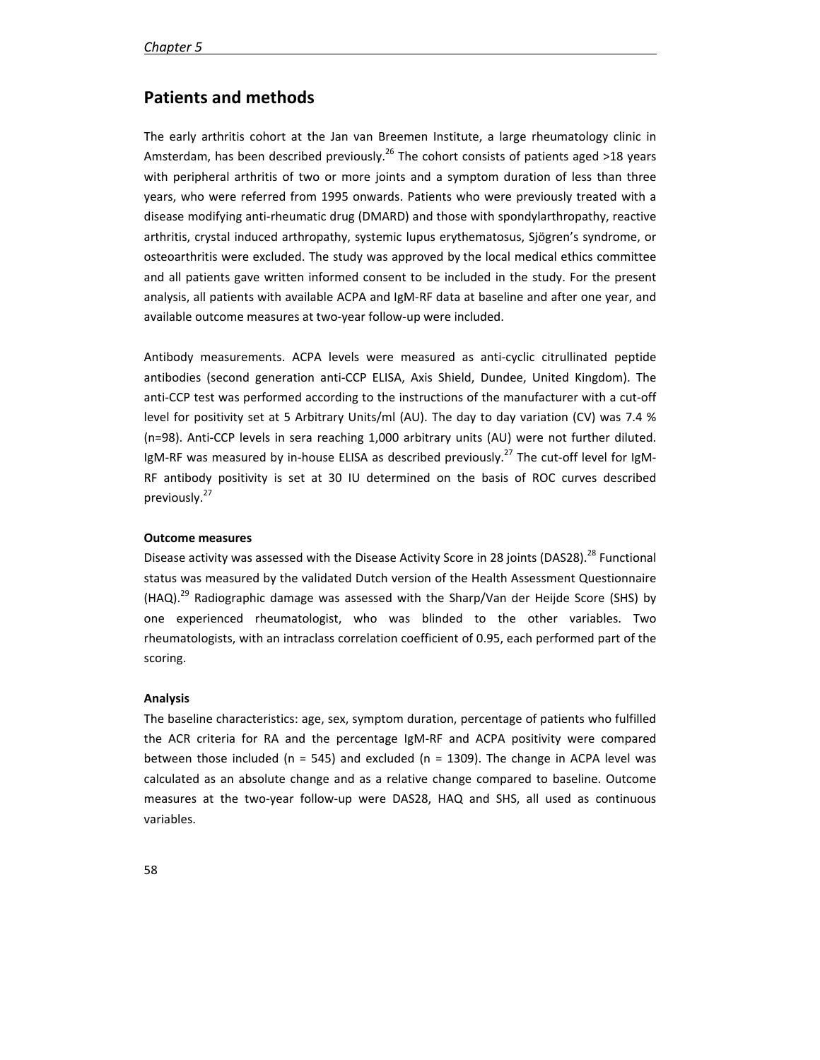## Patients and methods

The early arthritis cohort at the Jan van Breemen Institute, a large rheumatology clinic in Amsterdam, has been described previously.[26] The cohort consists of patients aged >18 years with peripheral arthritis of two or more joints and a symptom duration of less than three years, who were referred from 1995 onwards. Patients who were previously treated with a disease modifying anti-rheumatic drug (DMARD) and those with spondylarthropathy, reactive arthritis, crystal induced arthropathy, systemic lupus erythematosus, Sjögren's syndrome, or osteoarthritis were excluded. The study was approved by the local medical ethics committee and all patients gave written informed consent to be included in the study. For the present analysis, all patients with available ACPA and IgM-RF data at baseline and after one year, and available outcome measures at two-year follow-up were included.

Antibody measurements. ACPA levels were measured as anti-cyclic citrullinated peptide antibodies (second generation anti-CCP ELISA, Axis Shield, Dundee, United Kingdom). The anti-CCP test was performed according to the instructions of the manufacturer with a cut-off level for positivity set at 5 Arbitrary Units/ml (AU). The day to day variation (CV) was 7.4 % (n=98). Anti-CCP levels in sera reaching 1,000 arbitrary units (AU) were not further diluted. IgM-RF was measured by in-house ELISA as described previously.[27] The cut-off level for IgM-RF antibody positivity is set at 30 IU determined on the basis of ROC curves described previously.[27]

**Outcome measures**

Disease activity was assessed with the Disease Activity Score in 28 joints (DAS28).[28] Functional status was measured by the validated Dutch version of the Health Assessment Questionnaire (HAQ).[29] Radiographic damage was assessed with the Sharp/Van der Heijde Score (SHS) by one experienced rheumatologist, who was blinded to the other variables. Two rheumatologists, with an intraclass correlation coefficient of 0.95, each performed part of the scoring.

**Analysis**

The baseline characteristics: age, sex, symptom duration, percentage of patients who fulfilled the ACR criteria for RA and the percentage IgM-RF and ACPA positivity were compared between those included (n = 545) and excluded (n = 1309). The change in ACPA level was calculated as an absolute change and as a relative change compared to baseline. Outcome measures at the two-year follow-up were DAS28, HAQ and SHS, all used as continuous variables.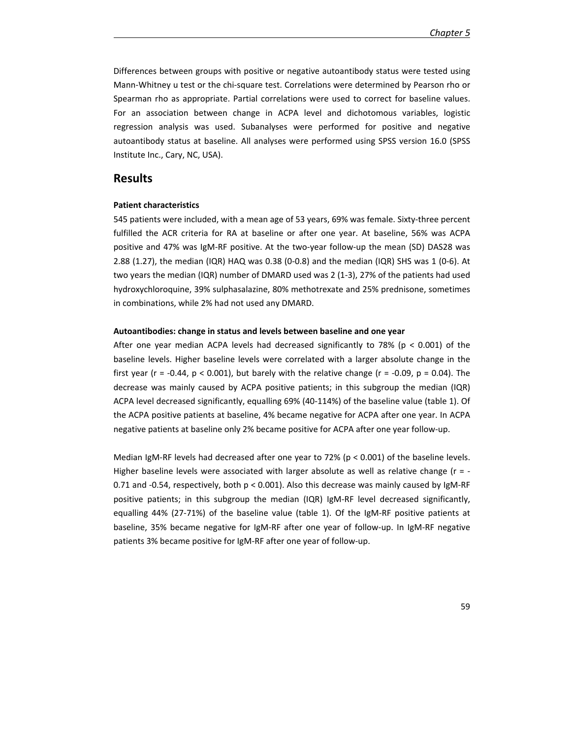Differences between groups with positive or negative autoantibody status were tested using Mann-Whitney u test or the chi-square test. Correlations were determined by Pearson rho or Spearman rho as appropriate. Partial correlations were used to correct for baseline values. For an association between change in ACPA level and dichotomous variables, logistic regression analysis was used. Subanalyses were performed for positive and negative autoantibody status at baseline. All analyses were performed using SPSS version 16.0 (SPSS Institute Inc., Cary, NC, USA).

## Results

**Patient characteristics**

545 patients were included, with a mean age of 53 years, 69% was female. Sixty-three percent fulfilled the ACR criteria for RA at baseline or after one year. At baseline, 56% was ACPA positive and 47% was IgM-RF positive. At the two-year follow-up the mean (SD) DAS28 was 2.88 (1.27), the median (IQR) HAQ was 0.38 (0-0.8) and the median (IQR) SHS was 1 (0-6). At two years the median (IQR) number of DMARD used was 2 (1-3), 27% of the patients had used hydroxychloroquine, 39% sulphasalazine, 80% methotrexate and 25% prednisone, sometimes in combinations, while 2% had not used any DMARD.

**Autoantibodies: change in status and levels between baseline and one year**

After one year median ACPA levels had decreased significantly to 78% ($p < 0.001$) of the baseline levels. Higher baseline levels were correlated with a larger absolute change in the first year ($r = -0.44$, $p < 0.001$), but barely with the relative change ($r = -0.09$, $p = 0.04$). The decrease was mainly caused by ACPA positive patients; in this subgroup the median (IQR) ACPA level decreased significantly, equalling 69% (40-114%) of the baseline value (table 1). Of the ACPA positive patients at baseline, 4% became negative for ACPA after one year. In ACPA negative patients at baseline only 2% became positive for ACPA after one year follow-up.

Median IgM-RF levels had decreased after one year to 72% ($p < 0.001$) of the baseline levels. Higher baseline levels were associated with larger absolute as well as relative change ($r = -0.71$ and $-0.54$, respectively, both $p < 0.001$). Also this decrease was mainly caused by IgM-RF positive patients; in this subgroup the median (IQR) IgM-RF level decreased significantly, equalling 44% (27-71%) of the baseline value (table 1). Of the IgM-RF positive patients at baseline, 35% became negative for IgM-RF after one year of follow-up. In IgM-RF negative patients 3% became positive for IgM-RF after one year of follow-up.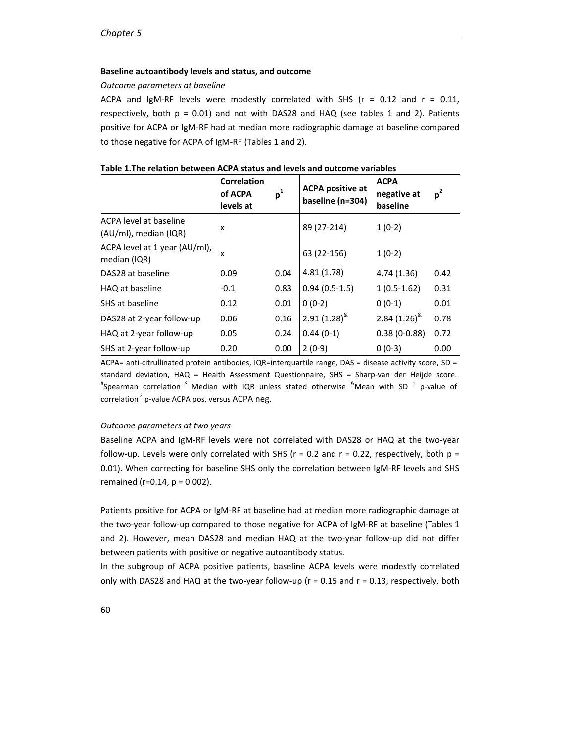**Baseline autoantibody levels and status, and outcome**

*Outcome parameters at baseline*

ACPA and IgM-RF levels were modestly correlated with SHS (r = 0.12 and r = 0.11, respectively, both p = 0.01) and not with DAS28 and HAQ (see tables 1 and 2). Patients positive for ACPA or IgM-RF had at median more radiographic damage at baseline compared to those negative for ACPA of IgM-RF (Tables 1 and 2).

**Table 1.The relation between ACPA status and levels and outcome variables**

| | Correlation of ACPA levels at | p[1] | ACPA positive at baseline (n=304) | ACPA negative at baseline | p[2] |
|---|---|---|---|---|---|
| ACPA level at baseline (AU/ml), median (IQR) | x | | 89 (27-214) | 1 (0-2) | |
| ACPA level at 1 year (AU/ml), median (IQR) | x | | 63 (22-156) | 1 (0-2) | |
| DAS28 at baseline | 0.09 | 0.04 | 4.81 (1.78) | 4.74 (1.36) | 0.42 |
| HAQ at baseline | -0.1 | 0.83 | 0.94 (0.5-1.5) | 1 (0.5-1.62) | 0.31 |
| SHS at baseline | 0.12 | 0.01 | 0 (0-2) | 0 (0-1) | 0.01 |
| DAS28 at 2-year follow-up | 0.06 | 0.16 | 2.91 (1.28)[&] | 2.84 (1.26)[&] | 0.78 |
| HAQ at 2-year follow-up | 0.05 | 0.24 | 0.44 (0-1) | 0.38 (0-0.88) | 0.72 |
| SHS at 2-year follow-up | 0.20 | 0.00 | 2 (0-9) | 0 (0-3) | 0.00 |

ACPA= anti-citrullinated protein antibodies, IQR=interquartile range, DAS = disease activity score, SD = standard deviation, HAQ = Health Assessment Questionnaire, SHS = Sharp-van der Heijde score. [#]Spearman correlation [$] Median with IQR unless stated otherwise [&]Mean with SD [1] p-value of correlation [2] p-value ACPA pos. versus ACPA neg.

*Outcome parameters at two years*

Baseline ACPA and IgM-RF levels were not correlated with DAS28 or HAQ at the two-year follow-up. Levels were only correlated with SHS (r = 0.2 and r = 0.22, respectively, both p = 0.01). When correcting for baseline SHS only the correlation between IgM-RF levels and SHS remained (r=0.14, p = 0.002).

Patients positive for ACPA or IgM-RF at baseline had at median more radiographic damage at the two-year follow-up compared to those negative for ACPA of IgM-RF at baseline (Tables 1 and 2). However, mean DAS28 and median HAQ at the two-year follow-up did not differ between patients with positive or negative autoantibody status.

In the subgroup of ACPA positive patients, baseline ACPA levels were modestly correlated only with DAS28 and HAQ at the two-year follow-up (r = 0.15 and r = 0.13, respectively, both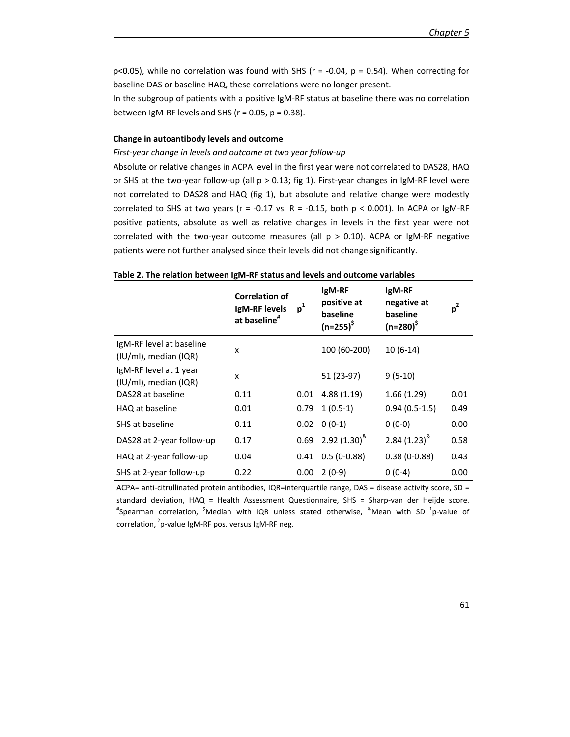$p<0.05$), while no correlation was found with SHS ($r = -0.04$, $p = 0.54$). When correcting for baseline DAS or baseline HAQ, these correlations were no longer present.

In the subgroup of patients with a positive IgM-RF status at baseline there was no correlation between IgM-RF levels and SHS ($r = 0.05$, $p = 0.38$).

### Change in autoantibody levels and outcome

*First-year change in levels and outcome at two year follow-up*

Absolute or relative changes in ACPA level in the first year were not correlated to DAS28, HAQ or SHS at the two-year follow-up (all $p > 0.13$; fig 1). First-year changes in IgM-RF level were not correlated to DAS28 and HAQ (fig 1), but absolute and relative change were modestly correlated to SHS at two years ($r = -0.17$ vs. $R = -0.15$, both $p < 0.001$). In ACPA or IgM-RF positive patients, absolute as well as relative changes in levels in the first year were not correlated with the two-year outcome measures (all $p > 0.10$). ACPA or IgM-RF negative patients were not further analysed since their levels did not change significantly.

**Table 2. The relation between IgM-RF status and levels and outcome variables**

| | Correlation of IgM-RF levels at baseline[#] | $p^1$ | IgM-RF positive at baseline (n=255)[$] | IgM-RF negative at baseline (n=280)[$] | $p^2$ |
|---|---|---|---|---|---|
| IgM-RF level at baseline (IU/ml), median (IQR) | x | | 100 (60-200) | 10 (6-14) | |
| IgM-RF level at 1 year (IU/ml), median (IQR) | x | | 51 (23-97) | 9 (5-10) | |
| DAS28 at baseline | 0.11 | 0.01 | 4.88 (1.19) | 1.66 (1.29) | 0.01 |
| HAQ at baseline | 0.01 | 0.79 | 1 (0.5-1) | 0.94 (0.5-1.5) | 0.49 |
| SHS at baseline | 0.11 | 0.02 | 0 (0-1) | 0 (0-0) | 0.00 |
| DAS28 at 2-year follow-up | 0.17 | 0.69 | 2.92 (1.30)[&] | 2.84 (1.23)[&] | 0.58 |
| HAQ at 2-year follow-up | 0.04 | 0.41 | 0.5 (0-0.88) | 0.38 (0-0.88) | 0.43 |
| SHS at 2-year follow-up | 0.22 | 0.00 | 2 (0-9) | 0 (0-4) | 0.00 |

ACPA= anti-citrullinated protein antibodies, IQR=interquartile range, DAS = disease activity score, SD = standard deviation, HAQ = Health Assessment Questionnaire, SHS = Sharp-van der Heijde score. [#]Spearman correlation, [$]Median with IQR unless stated otherwise, [&]Mean with SD [1]p-value of correlation, [2]p-value IgM-RF pos. versus IgM-RF neg.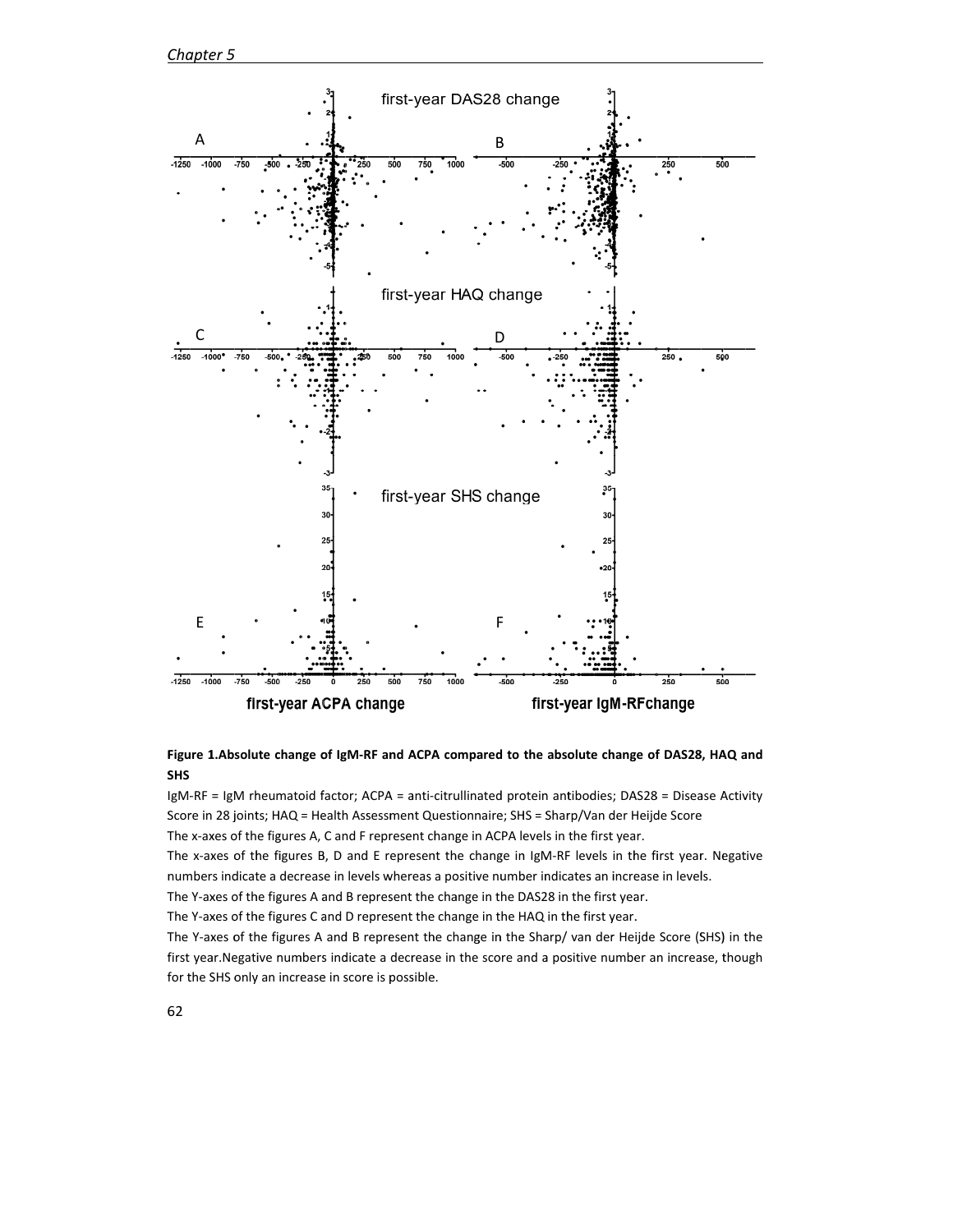**Figure 1.Absolute change of IgM-RF and ACPA compared to the absolute change of DAS28, HAQ and SHS**

IgM-RF = IgM rheumatoid factor; ACPA = anti-citrullinated protein antibodies; DAS28 = Disease Activity Score in 28 joints; HAQ = Health Assessment Questionnaire; SHS = Sharp/Van der Heijde Score

The x-axes of the figures A, C and F represent change in ACPA levels in the first year.

The x-axes of the figures B, D and E represent the change in IgM-RF levels in the first year. Negative numbers indicate a decrease in levels whereas a positive number indicates an increase in levels.

The Y-axes of the figures A and B represent the change in the DAS28 in the first year.

The Y-axes of the figures C and D represent the change in the HAQ in the first year.

The Y-axes of the figures A and B represent the change in the Sharp/ van der Heijde Score (SHS) in the first year.Negative numbers indicate a decrease in the score and a positive number an increase, though for the SHS only an increase in score is possible.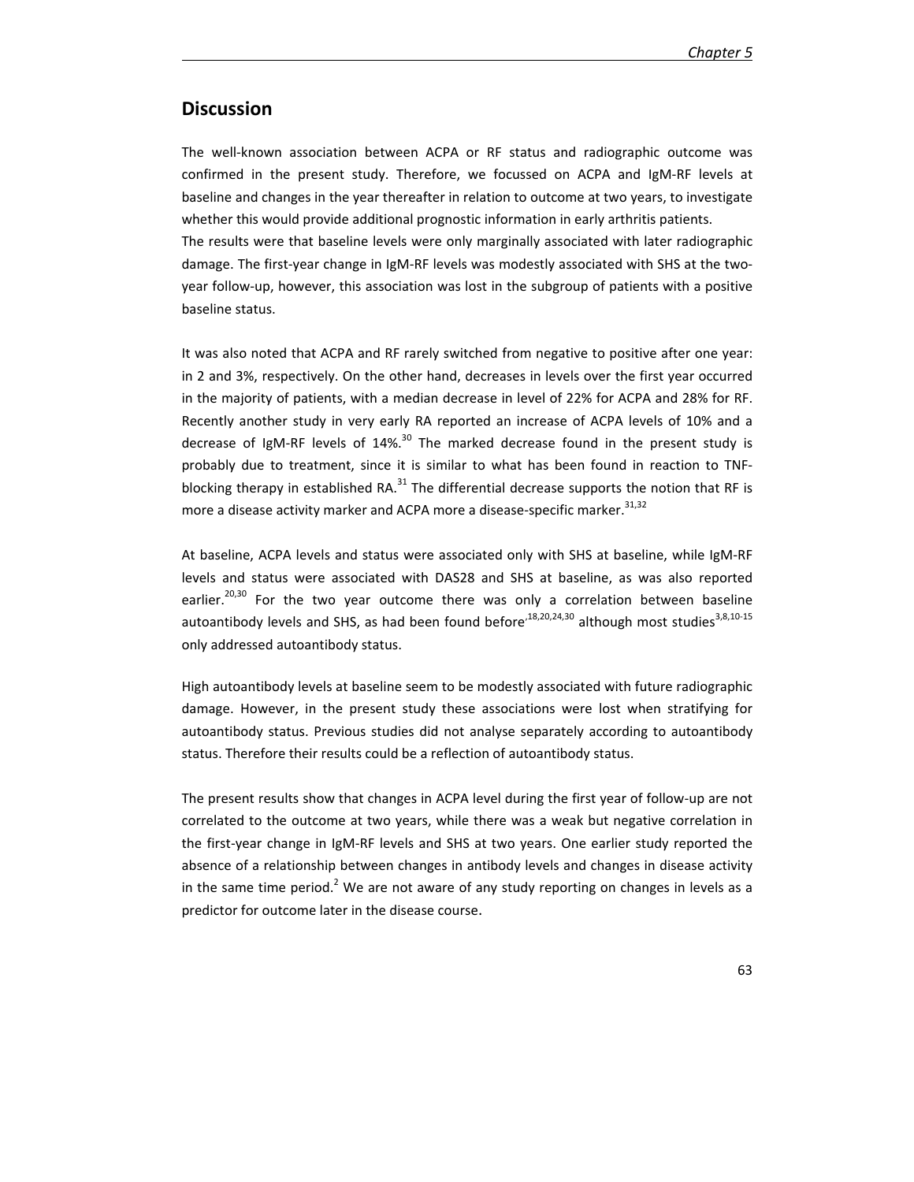## Discussion

The well-known association between ACPA or RF status and radiographic outcome was confirmed in the present study. Therefore, we focussed on ACPA and IgM-RF levels at baseline and changes in the year thereafter in relation to outcome at two years, to investigate whether this would provide additional prognostic information in early arthritis patients.

The results were that baseline levels were only marginally associated with later radiographic damage. The first-year change in IgM-RF levels was modestly associated with SHS at the two-year follow-up, however, this association was lost in the subgroup of patients with a positive baseline status.

It was also noted that ACPA and RF rarely switched from negative to positive after one year: in 2 and 3%, respectively. On the other hand, decreases in levels over the first year occurred in the majority of patients, with a median decrease in level of 22% for ACPA and 28% for RF. Recently another study in very early RA reported an increase of ACPA levels of 10% and a decrease of IgM-RF levels of 14%.[30] The marked decrease found in the present study is probably due to treatment, since it is similar to what has been found in reaction to TNF-blocking therapy in established RA.[31] The differential decrease supports the notion that RF is more a disease activity marker and ACPA more a disease-specific marker.[31,32]

At baseline, ACPA levels and status were associated only with SHS at baseline, while IgM-RF levels and status were associated with DAS28 and SHS at baseline, as was also reported earlier.[20,30] For the two year outcome there was only a correlation between baseline autoantibody levels and SHS, as had been found before[18,20,24,30] although most studies[3,8,10-15] only addressed autoantibody status.

High autoantibody levels at baseline seem to be modestly associated with future radiographic damage. However, in the present study these associations were lost when stratifying for autoantibody status. Previous studies did not analyse separately according to autoantibody status. Therefore their results could be a reflection of autoantibody status.

The present results show that changes in ACPA level during the first year of follow-up are not correlated to the outcome at two years, while there was a weak but negative correlation in the first-year change in IgM-RF levels and SHS at two years. One earlier study reported the absence of a relationship between changes in antibody levels and changes in disease activity in the same time period.[2] We are not aware of any study reporting on changes in levels as a predictor for outcome later in the disease course.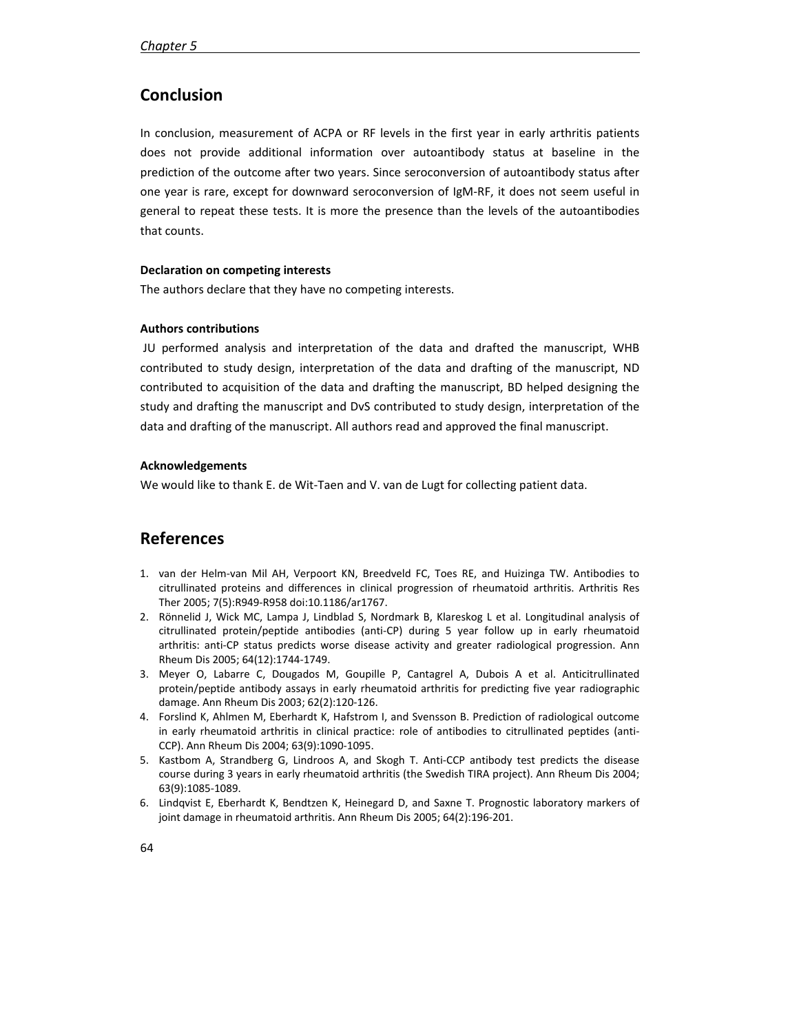## Conclusion

In conclusion, measurement of ACPA or RF levels in the first year in early arthritis patients does not provide additional information over autoantibody status at baseline in the prediction of the outcome after two years. Since seroconversion of autoantibody status after one year is rare, except for downward seroconversion of IgM-RF, it does not seem useful in general to repeat these tests. It is more the presence than the levels of the autoantibodies that counts.

**Declaration on competing interests**

The authors declare that they have no competing interests.

**Authors contributions**

JU performed analysis and interpretation of the data and drafted the manuscript, WHB contributed to study design, interpretation of the data and drafting of the manuscript, ND contributed to acquisition of the data and drafting the manuscript, BD helped designing the study and drafting the manuscript and DvS contributed to study design, interpretation of the data and drafting of the manuscript. All authors read and approved the final manuscript.

**Acknowledgements**

We would like to thank E. de Wit-Taen and V. van de Lugt for collecting patient data.

## References

1. van der Helm-van Mil AH, Verpoort KN, Breedveld FC, Toes RE, and Huizinga TW. Antibodies to citrullinated proteins and differences in clinical progression of rheumatoid arthritis. Arthritis Res Ther 2005; 7(5):R949-R958 doi:10.1186/ar1767.
2. Rönnelid J, Wick MC, Lampa J, Lindblad S, Nordmark B, Klareskog L et al. Longitudinal analysis of citrullinated protein/peptide antibodies (anti-CP) during 5 year follow up in early rheumatoid arthritis: anti-CP status predicts worse disease activity and greater radiological progression. Ann Rheum Dis 2005; 64(12):1744-1749.
3. Meyer O, Labarre C, Dougados M, Goupille P, Cantagrel A, Dubois A et al. Anticitrullinated protein/peptide antibody assays in early rheumatoid arthritis for predicting five year radiographic damage. Ann Rheum Dis 2003; 62(2):120-126.
4. Forslind K, Ahlmen M, Eberhardt K, Hafstrom I, and Svensson B. Prediction of radiological outcome in early rheumatoid arthritis in clinical practice: role of antibodies to citrullinated peptides (anti-CCP). Ann Rheum Dis 2004; 63(9):1090-1095.
5. Kastbom A, Strandberg G, Lindroos A, and Skogh T. Anti-CCP antibody test predicts the disease course during 3 years in early rheumatoid arthritis (the Swedish TIRA project). Ann Rheum Dis 2004; 63(9):1085-1089.
6. Lindqvist E, Eberhardt K, Bendtzen K, Heinegard D, and Saxne T. Prognostic laboratory markers of joint damage in rheumatoid arthritis. Ann Rheum Dis 2005; 64(2):196-201.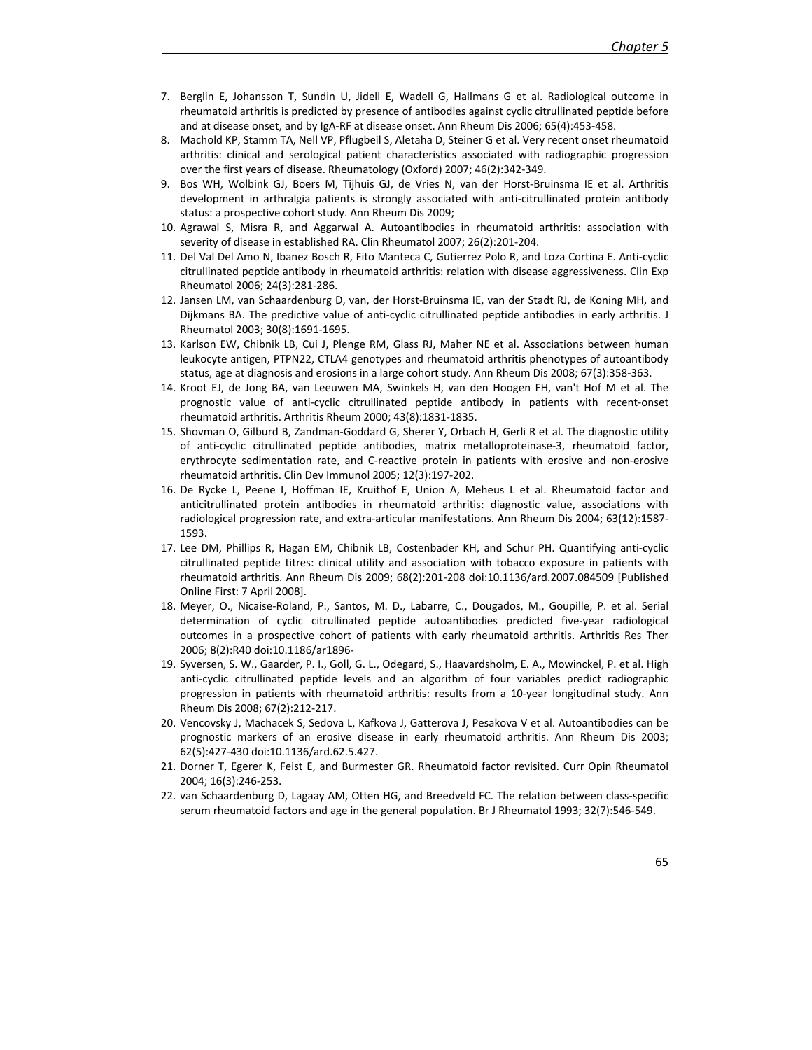7. Berglin E, Johansson T, Sundin U, Jidell E, Wadell G, Hallmans G et al. Radiological outcome in rheumatoid arthritis is predicted by presence of antibodies against cyclic citrullinated peptide before and at disease onset, and by IgA-RF at disease onset. Ann Rheum Dis 2006; 65(4):453-458.
8. Machold KP, Stamm TA, Nell VP, Pflugbeil S, Aletaha D, Steiner G et al. Very recent onset rheumatoid arthritis: clinical and serological patient characteristics associated with radiographic progression over the first years of disease. Rheumatology (Oxford) 2007; 46(2):342-349.
9. Bos WH, Wolbink GJ, Boers M, Tijhuis GJ, de Vries N, van der Horst-Bruinsma IE et al. Arthritis development in arthralgia patients is strongly associated with anti-citrullinated protein antibody status: a prospective cohort study. Ann Rheum Dis 2009;
10. Agrawal S, Misra R, and Aggarwal A. Autoantibodies in rheumatoid arthritis: association with severity of disease in established RA. Clin Rheumatol 2007; 26(2):201-204.
11. Del Val Del Amo N, Ibanez Bosch R, Fito Manteca C, Gutierrez Polo R, and Loza Cortina E. Anti-cyclic citrullinated peptide antibody in rheumatoid arthritis: relation with disease aggressiveness. Clin Exp Rheumatol 2006; 24(3):281-286.
12. Jansen LM, van Schaardenburg D, van, der Horst-Bruinsma IE, van der Stadt RJ, de Koning MH, and Dijkmans BA. The predictive value of anti-cyclic citrullinated peptide antibodies in early arthritis. J Rheumatol 2003; 30(8):1691-1695.
13. Karlson EW, Chibnik LB, Cui J, Plenge RM, Glass RJ, Maher NE et al. Associations between human leukocyte antigen, PTPN22, CTLA4 genotypes and rheumatoid arthritis phenotypes of autoantibody status, age at diagnosis and erosions in a large cohort study. Ann Rheum Dis 2008; 67(3):358-363.
14. Kroot EJ, de Jong BA, van Leeuwen MA, Swinkels H, van den Hoogen FH, van't Hof M et al. The prognostic value of anti-cyclic citrullinated peptide antibody in patients with recent-onset rheumatoid arthritis. Arthritis Rheum 2000; 43(8):1831-1835.
15. Shovman O, Gilburd B, Zandman-Goddard G, Sherer Y, Orbach H, Gerli R et al. The diagnostic utility of anti-cyclic citrullinated peptide antibodies, matrix metalloproteinase-3, rheumatoid factor, erythrocyte sedimentation rate, and C-reactive protein in patients with erosive and non-erosive rheumatoid arthritis. Clin Dev Immunol 2005; 12(3):197-202.
16. De Rycke L, Peene I, Hoffman IE, Kruithof E, Union A, Meheus L et al. Rheumatoid factor and anticitrullinated protein antibodies in rheumatoid arthritis: diagnostic value, associations with radiological progression rate, and extra-articular manifestations. Ann Rheum Dis 2004; 63(12):1587-1593.
17. Lee DM, Phillips R, Hagan EM, Chibnik LB, Costenbader KH, and Schur PH. Quantifying anti-cyclic citrullinated peptide titres: clinical utility and association with tobacco exposure in patients with rheumatoid arthritis. Ann Rheum Dis 2009; 68(2):201-208 doi:10.1136/ard.2007.084509 [Published Online First: 7 April 2008].
18. Meyer, O., Nicaise-Roland, P., Santos, M. D., Labarre, C., Dougados, M., Goupille, P. et al. Serial determination of cyclic citrullinated peptide autoantibodies predicted five-year radiological outcomes in a prospective cohort of patients with early rheumatoid arthritis. Arthritis Res Ther 2006; 8(2):R40 doi:10.1186/ar1896-
19. Syversen, S. W., Gaarder, P. I., Goll, G. L., Odegard, S., Haavardsholm, E. A., Mowinckel, P. et al. High anti-cyclic citrullinated peptide levels and an algorithm of four variables predict radiographic progression in patients with rheumatoid arthritis: results from a 10-year longitudinal study. Ann Rheum Dis 2008; 67(2):212-217.
20. Vencovsky J, Machacek S, Sedova L, Kafkova J, Gatterova J, Pesakova V et al. Autoantibodies can be prognostic markers of an erosive disease in early rheumatoid arthritis. Ann Rheum Dis 2003; 62(5):427-430 doi:10.1136/ard.62.5.427.
21. Dorner T, Egerer K, Feist E, and Burmester GR. Rheumatoid factor revisited. Curr Opin Rheumatol 2004; 16(3):246-253.
22. van Schaardenburg D, Lagaay AM, Otten HG, and Breedveld FC. The relation between class-specific serum rheumatoid factors and age in the general population. Br J Rheumatol 1993; 32(7):546-549.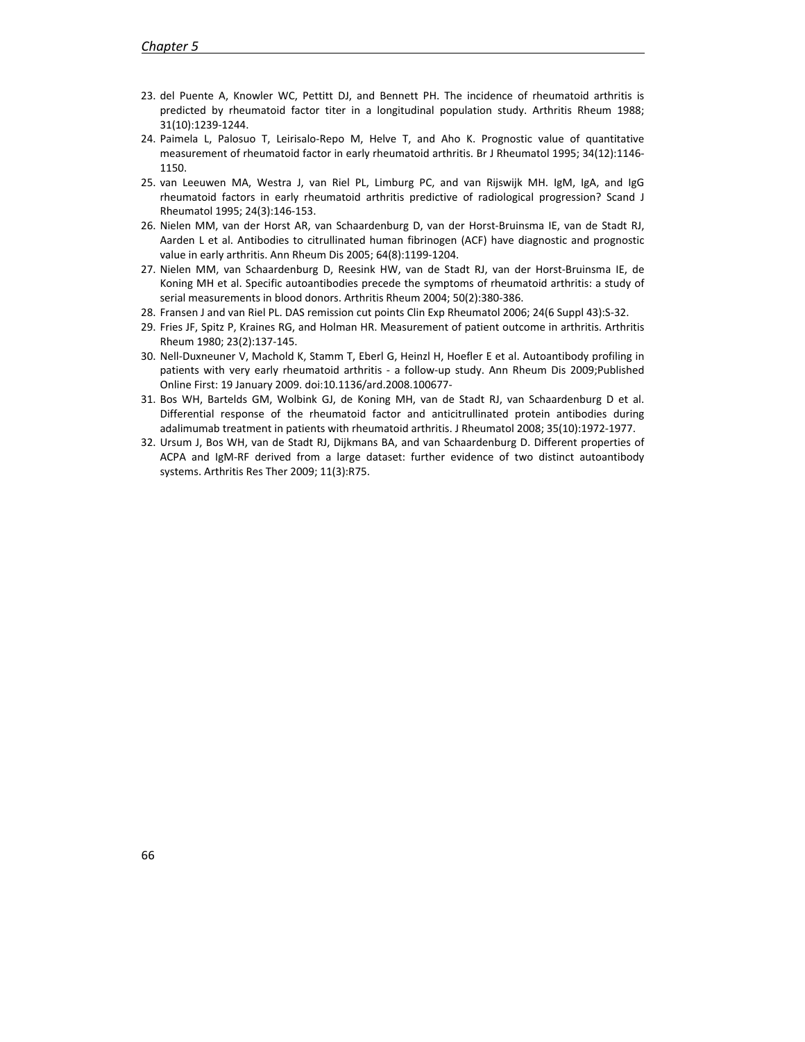23. del Puente A, Knowler WC, Pettitt DJ, and Bennett PH. The incidence of rheumatoid arthritis is predicted by rheumatoid factor titer in a longitudinal population study. Arthritis Rheum 1988; 31(10):1239-1244.
24. Paimela L, Palosuo T, Leirisalo-Repo M, Helve T, and Aho K. Prognostic value of quantitative measurement of rheumatoid factor in early rheumatoid arthritis. Br J Rheumatol 1995; 34(12):1146-1150.
25. van Leeuwen MA, Westra J, van Riel PL, Limburg PC, and van Rijswijk MH. IgM, IgA, and IgG rheumatoid factors in early rheumatoid arthritis predictive of radiological progression? Scand J Rheumatol 1995; 24(3):146-153.
26. Nielen MM, van der Horst AR, van Schaardenburg D, van der Horst-Bruinsma IE, van de Stadt RJ, Aarden L et al. Antibodies to citrullinated human fibrinogen (ACF) have diagnostic and prognostic value in early arthritis. Ann Rheum Dis 2005; 64(8):1199-1204.
27. Nielen MM, van Schaardenburg D, Reesink HW, van de Stadt RJ, van der Horst-Bruinsma IE, de Koning MH et al. Specific autoantibodies precede the symptoms of rheumatoid arthritis: a study of serial measurements in blood donors. Arthritis Rheum 2004; 50(2):380-386.
28. Fransen J and van Riel PL. DAS remission cut points Clin Exp Rheumatol 2006; 24(6 Suppl 43):S-32.
29. Fries JF, Spitz P, Kraines RG, and Holman HR. Measurement of patient outcome in arthritis. Arthritis Rheum 1980; 23(2):137-145.
30. Nell-Duxneuner V, Machold K, Stamm T, Eberl G, Heinzl H, Hoefler E et al. Autoantibody profiling in patients with very early rheumatoid arthritis - a follow-up study. Ann Rheum Dis 2009;Published Online First: 19 January 2009. doi:10.1136/ard.2008.100677-
31. Bos WH, Bartelds GM, Wolbink GJ, de Koning MH, van de Stadt RJ, van Schaardenburg D et al. Differential response of the rheumatoid factor and anticitrullinated protein antibodies during adalimumab treatment in patients with rheumatoid arthritis. J Rheumatol 2008; 35(10):1972-1977.
32. Ursum J, Bos WH, van de Stadt RJ, Dijkmans BA, and van Schaardenburg D. Different properties of ACPA and IgM-RF derived from a large dataset: further evidence of two distinct autoantibody systems. Arthritis Res Ther 2009; 11(3):R75.